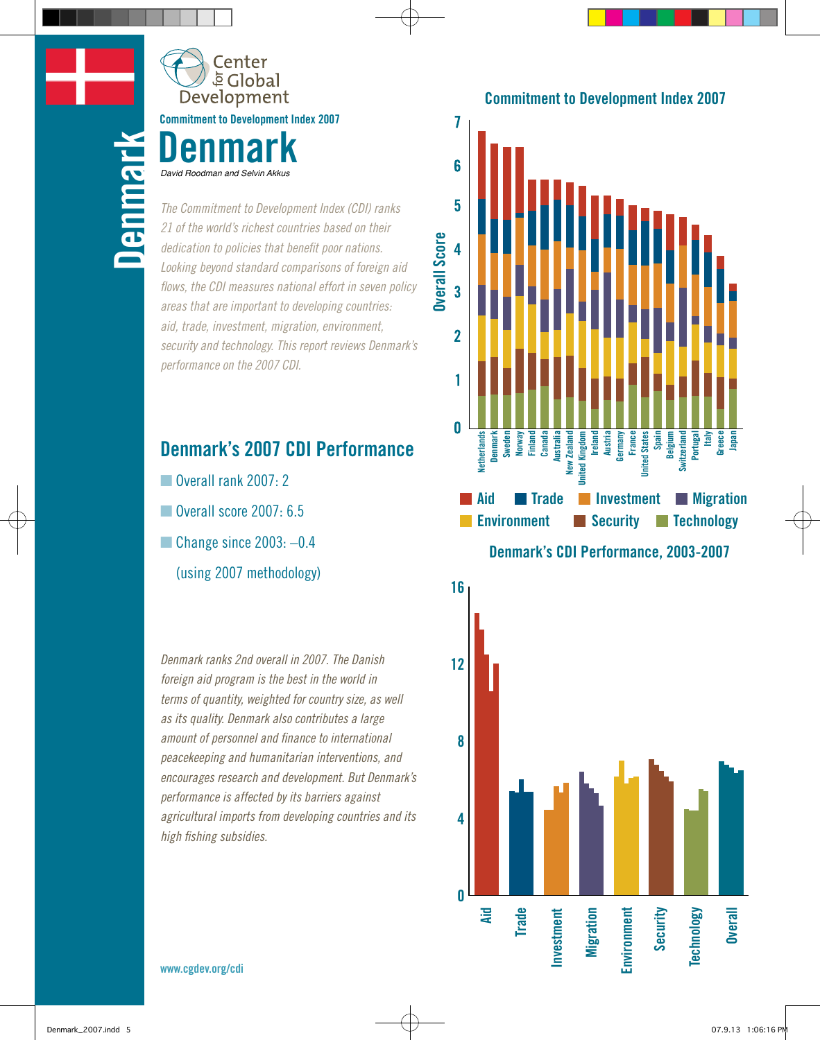Center for Global Development

Commitment to Development Index 2007

# Denmark

*David Roodman and Selvin Akkus*

*The Commitment to Development Index (CDI) ranks 21 of the world's richest countries based on their dedication to policies that benefit poor nations. Looking beyond standard comparisons of foreign aid flows, the CDI measures national effort in seven policy areas that are important to developing countries: aid, trade, investment, migration, environment, security and technology. This report reviews Denmark's performance on the 2007 CDI.*

## Denmark's 2007 CDI Performance

- Overall rank 2007: 2
- Overall score 2007: 6.5
- Change since 2003: –0.4 (using 2007 methodology)

*Denmark ranks 2nd overall in 2007. The Danish foreign aid program is the best in the world in terms of quantity, weighted for country size, as well as its quality. Denmark also contributes a large amount of personnel and finance to international peacekeeping and humanitarian interventions, and encourages research and development. But Denmark's performance is affected by its barriers against agricultural imports from developing countries and its high fishing subsidies.*

**Commitment to Development Index 2007**

Overall Score (0–7): Netherlands, Denmark, Sweden, Norway, Finland, Canada, Australia, New Zealand, United Kingdom, Ireland, Austria, Germany, France, United States, Spain, Belgium, Switzerland, Portugal, Italy, Greece, Japan

Legend: Aid, Trade, Investment, Migration, Environment, Security, Technology

**Denmark's CDI Performance, 2003-2007**

Categories (0–16): Aid, Trade, Investment, Migration, Environment, Security, Technology, Overall

www.cgdev.org/cdi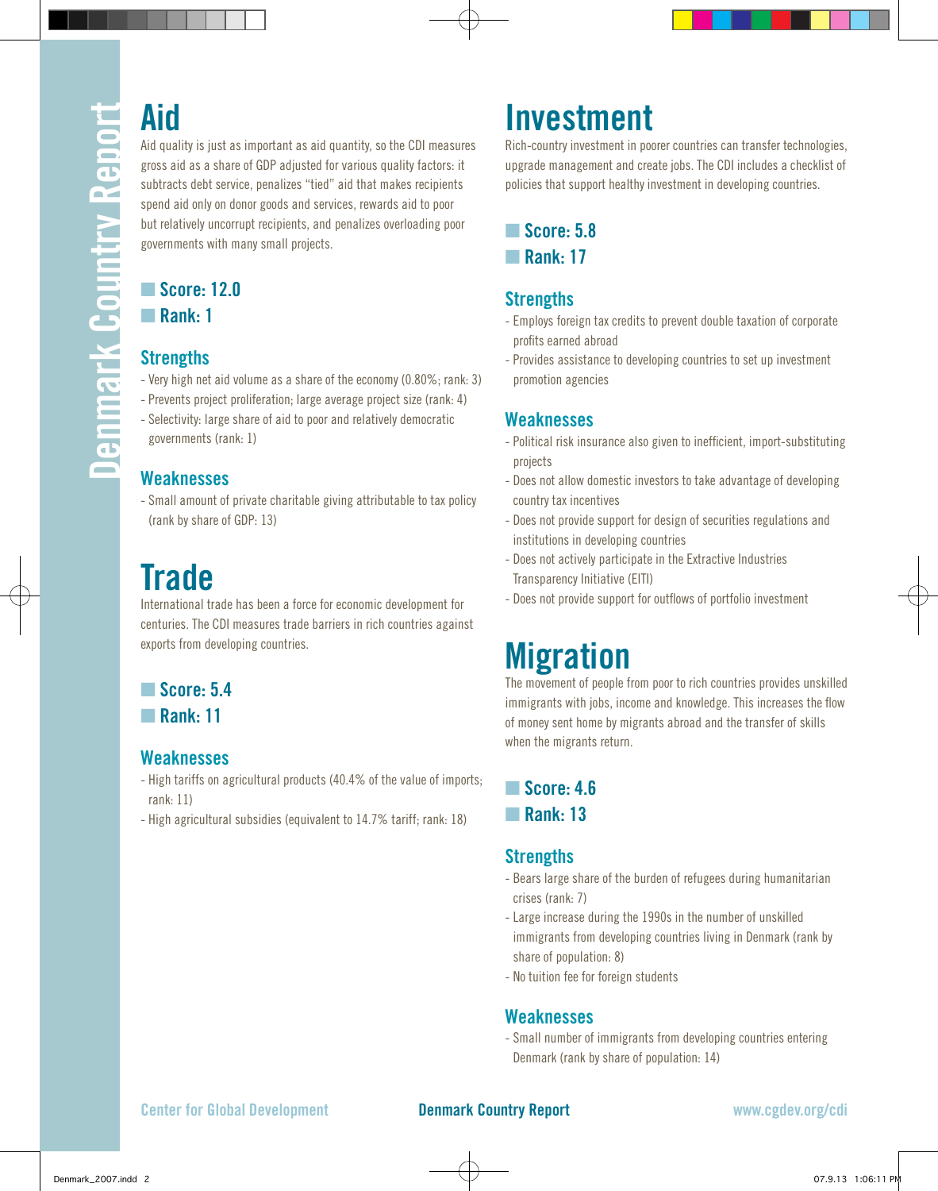# Aid

Aid quality is just as important as aid quantity, so the CDI measures gross aid as a share of GDP adjusted for various quality factors: it subtracts debt service, penalizes "tied" aid that makes recipients spend aid only on donor goods and services, rewards aid to poor but relatively uncorrupt recipients, and penalizes overloading poor governments with many small projects.

**Score: 12.0**

**Rank: 1**

## Strengths

- Very high net aid volume as a share of the economy (0.80%; rank: 3)
- Prevents project proliferation; large average project size (rank: 4)
- Selectivity: large share of aid to poor and relatively democratic governments (rank: 1)

## Weaknesses

- Small amount of private charitable giving attributable to tax policy (rank by share of GDP: 13)

# Trade

International trade has been a force for economic development for centuries. The CDI measures trade barriers in rich countries against exports from developing countries.

**Score: 5.4**

**Rank: 11**

## Weaknesses

- High tariffs on agricultural products (40.4% of the value of imports; rank: 11)
- High agricultural subsidies (equivalent to 14.7% tariff; rank: 18)

# Investment

Rich-country investment in poorer countries can transfer technologies, upgrade management and create jobs. The CDI includes a checklist of policies that support healthy investment in developing countries.

**Score: 5.8**

**Rank: 17**

## Strengths

- Employs foreign tax credits to prevent double taxation of corporate profits earned abroad
- Provides assistance to developing countries to set up investment promotion agencies

## Weaknesses

- Political risk insurance also given to inefficient, import-substituting projects
- Does not allow domestic investors to take advantage of developing country tax incentives
- Does not provide support for design of securities regulations and institutions in developing countries
- Does not actively participate in the Extractive Industries Transparency Initiative (EITI)
- Does not provide support for outflows of portfolio investment

# Migration

The movement of people from poor to rich countries provides unskilled immigrants with jobs, income and knowledge. This increases the flow of money sent home by migrants abroad and the transfer of skills when the migrants return.

**Score: 4.6**

**Rank: 13**

## Strengths

- Bears large share of the burden of refugees during humanitarian crises (rank: 7)
- Large increase during the 1990s in the number of unskilled immigrants from developing countries living in Denmark (rank by share of population: 8)
- No tuition fee for foreign students

## Weaknesses

- Small number of immigrants from developing countries entering Denmark (rank by share of population: 14)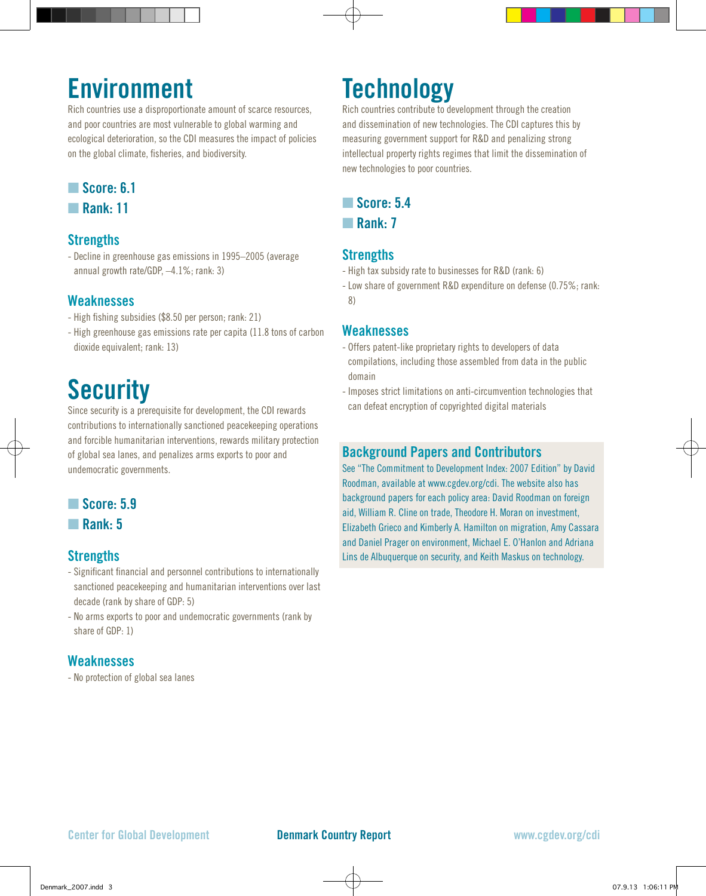# Environment

Rich countries use a disproportionate amount of scarce resources, and poor countries are most vulnerable to global warming and ecological deterioration, so the CDI measures the impact of policies on the global climate, fisheries, and biodiversity.

**Score: 6.1**

**Rank: 11**

## Strengths

- Decline in greenhouse gas emissions in 1995–2005 (average annual growth rate/GDP, –4.1%; rank: 3)

## Weaknesses

- High fishing subsidies ($8.50 per person; rank: 21)
- High greenhouse gas emissions rate per capita (11.8 tons of carbon dioxide equivalent; rank: 13)

# Security

Since security is a prerequisite for development, the CDI rewards contributions to internationally sanctioned peacekeeping operations and forcible humanitarian interventions, rewards military protection of global sea lanes, and penalizes arms exports to poor and undemocratic governments.

**Score: 5.9**

**Rank: 5**

## Strengths

- Significant financial and personnel contributions to internationally sanctioned peacekeeping and humanitarian interventions over last decade (rank by share of GDP: 5)
- No arms exports to poor and undemocratic governments (rank by share of GDP: 1)

## Weaknesses

- No protection of global sea lanes

# Technology

Rich countries contribute to development through the creation and dissemination of new technologies. The CDI captures this by measuring government support for R&D and penalizing strong intellectual property rights regimes that limit the dissemination of new technologies to poor countries.

**Score: 5.4**

**Rank: 7**

## Strengths

- High tax subsidy rate to businesses for R&D (rank: 6)
- Low share of government R&D expenditure on defense (0.75%; rank: 8)

## Weaknesses

- Offers patent-like proprietary rights to developers of data compilations, including those assembled from data in the public domain
- Imposes strict limitations on anti-circumvention technologies that can defeat encryption of copyrighted digital materials

## Background Papers and Contributors

See "The Commitment to Development Index: 2007 Edition" by David Roodman, available at www.cgdev.org/cdi. The website also has background papers for each policy area: David Roodman on foreign aid, William R. Cline on trade, Theodore H. Moran on investment, Elizabeth Grieco and Kimberly A. Hamilton on migration, Amy Cassara and Daniel Prager on environment, Michael E. O'Hanlon and Adriana Lins de Albuquerque on security, and Keith Maskus on technology.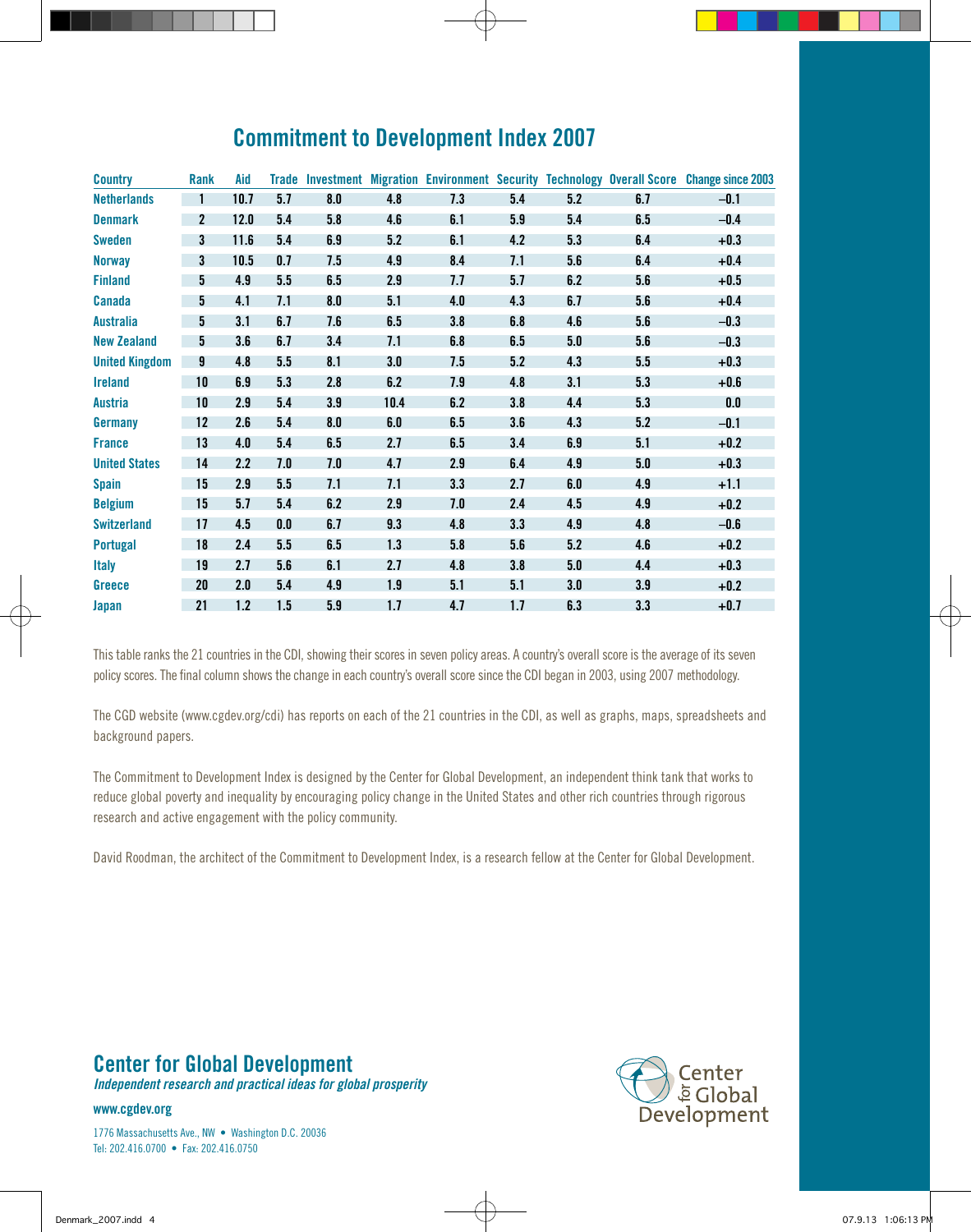# Commitment to Development Index 2007

| Country | Rank | Aid | Trade | Investment | Migration | Environment | Security | Technology | Overall Score | Change since 2003 |
|---|---|---|---|---|---|---|---|---|---|---|
| Netherlands | 1 | 10.7 | 5.7 | 8.0 | 4.8 | 7.3 | 5.4 | 5.2 | 6.7 | –0.1 |
| Denmark | 2 | 12.0 | 5.4 | 5.8 | 4.6 | 6.1 | 5.9 | 5.4 | 6.5 | –0.4 |
| Sweden | 3 | 11.6 | 5.4 | 6.9 | 5.2 | 6.1 | 4.2 | 5.3 | 6.4 | +0.3 |
| Norway | 3 | 10.5 | 0.7 | 7.5 | 4.9 | 8.4 | 7.1 | 5.6 | 6.4 | +0.4 |
| Finland | 5 | 4.9 | 5.5 | 6.5 | 2.9 | 7.7 | 5.7 | 6.2 | 5.6 | +0.5 |
| Canada | 5 | 4.1 | 7.1 | 8.0 | 5.1 | 4.0 | 4.3 | 6.7 | 5.6 | +0.4 |
| Australia | 5 | 3.1 | 6.7 | 7.6 | 6.5 | 3.8 | 6.8 | 4.6 | 5.6 | –0.3 |
| New Zealand | 5 | 3.6 | 6.7 | 3.4 | 7.1 | 6.8 | 6.5 | 5.0 | 5.6 | –0.3 |
| United Kingdom | 9 | 4.8 | 5.5 | 8.1 | 3.0 | 7.5 | 5.2 | 4.3 | 5.5 | +0.3 |
| Ireland | 10 | 6.9 | 5.3 | 2.8 | 6.2 | 7.9 | 4.8 | 3.1 | 5.3 | +0.6 |
| Austria | 10 | 2.9 | 5.4 | 3.9 | 10.4 | 6.2 | 3.8 | 4.4 | 5.3 | 0.0 |
| Germany | 12 | 2.6 | 5.4 | 8.0 | 6.0 | 6.5 | 3.6 | 4.3 | 5.2 | –0.1 |
| France | 13 | 4.0 | 5.4 | 6.5 | 2.7 | 6.5 | 3.4 | 6.9 | 5.1 | +0.2 |
| United States | 14 | 2.2 | 7.0 | 7.0 | 4.7 | 2.9 | 6.4 | 4.9 | 5.0 | +0.3 |
| Spain | 15 | 2.9 | 5.5 | 7.1 | 7.1 | 3.3 | 2.7 | 6.0 | 4.9 | +1.1 |
| Belgium | 15 | 5.7 | 5.4 | 6.2 | 2.9 | 7.0 | 2.4 | 4.5 | 4.9 | +0.2 |
| Switzerland | 17 | 4.5 | 0.0 | 6.7 | 9.3 | 4.8 | 3.3 | 4.9 | 4.8 | –0.6 |
| Portugal | 18 | 2.4 | 5.5 | 6.5 | 1.3 | 5.8 | 5.6 | 5.2 | 4.6 | +0.2 |
| Italy | 19 | 2.7 | 5.6 | 6.1 | 2.7 | 4.8 | 3.8 | 5.0 | 4.4 | +0.3 |
| Greece | 20 | 2.0 | 5.4 | 4.9 | 1.9 | 5.1 | 5.1 | 3.0 | 3.9 | +0.2 |
| Japan | 21 | 1.2 | 1.5 | 5.9 | 1.7 | 4.7 | 1.7 | 6.3 | 3.3 | +0.7 |

This table ranks the 21 countries in the CDI, showing their scores in seven policy areas. A country's overall score is the average of its seven policy scores. The final column shows the change in each country's overall score since the CDI began in 2003, using 2007 methodology.

The CGD website (www.cgdev.org/cdi) has reports on each of the 21 countries in the CDI, as well as graphs, maps, spreadsheets and background papers.

The Commitment to Development Index is designed by the Center for Global Development, an independent think tank that works to reduce global poverty and inequality by encouraging policy change in the United States and other rich countries through rigorous research and active engagement with the policy community.

David Roodman, the architect of the Commitment to Development Index, is a research fellow at the Center for Global Development.

## Center for Global Development

*Independent research and practical ideas for global prosperity*

**www.cgdev.org**

1776 Massachusetts Ave., NW • Washington D.C. 20036
Tel: 202.416.0700 • Fax: 202.416.0750

Center for Global Development